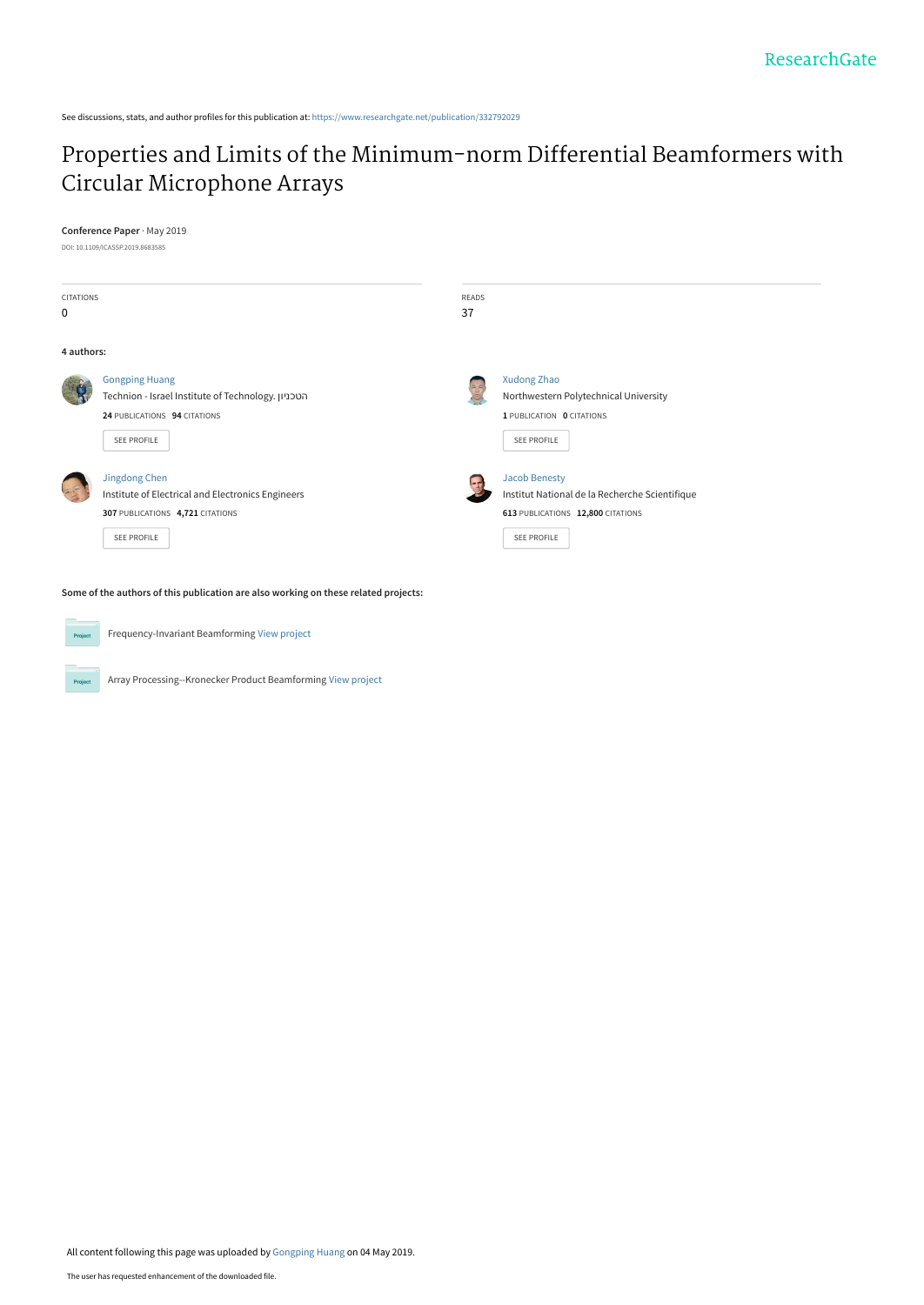ResearchGate

See discussions, stats, and author profiles for this publication at: https://www.researchgate.net/publication/332792029

# Properties and Limits of the Minimum-norm Differential Beamformers with Circular Microphone Arrays

**Conference Paper** · May 2019

DOI: 10.1109/ICASSP.2019.8683585

| CITATIONS | READS |
| --- | --- |
| 0 | 37 |

**4 authors:**

**Gongping Huang**
Technion - Israel Institute of Technology. הטכניון
**24** PUBLICATIONS **94** CITATIONS
SEE PROFILE

**Xudong Zhao**
Northwestern Polytechnical University
**1** PUBLICATION **0** CITATIONS
SEE PROFILE

**Jingdong Chen**
Institute of Electrical and Electronics Engineers
**307** PUBLICATIONS **4,721** CITATIONS
SEE PROFILE

**Jacob Benesty**
Institut National de la Recherche Scientifique
**613** PUBLICATIONS **12,800** CITATIONS
SEE PROFILE

**Some of the authors of this publication are also working on these related projects:**

Frequency-Invariant Beamforming View project

Array Processing--Kronecker Product Beamforming View project

All content following this page was uploaded by Gongping Huang on 04 May 2019.

The user has requested enhancement of the downloaded file.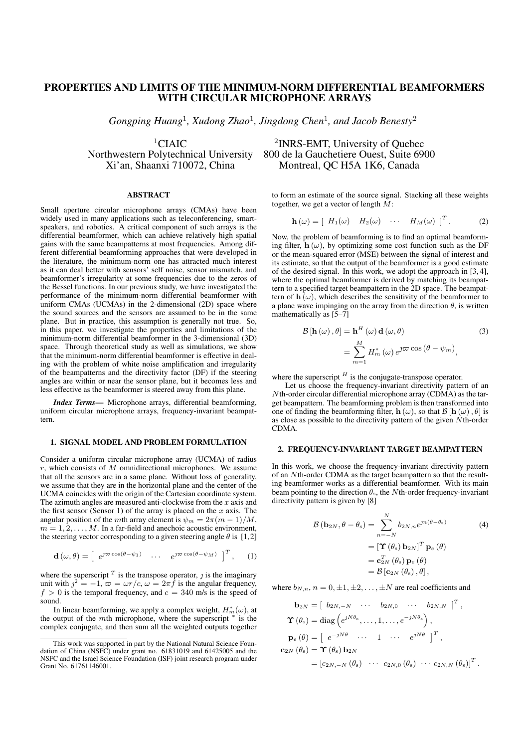# PROPERTIES AND LIMITS OF THE MINIMUM-NORM DIFFERENTIAL BEAMFORMERS WITH CIRCULAR MICROPHONE ARRAYS

*Gongping Huang*[1], *Xudong Zhao*[1], *Jingdong Chen*[1], *and Jacob Benesty*[2]

[1]CIAIC
Northwestern Polytechnical University
Xi'an, Shaanxi 710072, China

[2]INRS-EMT, University of Quebec
800 de la Gauchetiere Ouest, Suite 6900
Montreal, QC H5A 1K6, Canada

## ABSTRACT

Small aperture circular microphone arrays (CMAs) have been widely used in many applications such as teleconferencing, smart-speakers, and robotics. A critical component of such arrays is the differential beamformer, which can achieve relatively high spatial gains with the same beampatterns at most frequencies. Among different differential beamforming approaches that were developed in the literature, the minimum-norm one has attracted much interest as it can deal better with sensors' self noise, sensor mismatch, and beamformer's irregularity at some frequencies due to the zeros of the Bessel functions. In our previous study, we have investigated the performance of the minimum-norm differential beamformer with uniform CMAs (UCMAs) in the 2-dimensional (2D) space where the sound sources and the sensors are assumed to be in the same plane. But in practice, this assumption is generally not true. So, in this paper, we investigate the properties and limitations of the minimum-norm differential beamformer in the 3-dimensional (3D) space. Through theoretical study as well as simulations, we show that the minimum-norm differential beamformer is effective in dealing with the problem of white noise amplification and irregularity of the beampatterns and the directivity factor (DF) if the steering angles are within or near the sensor plane, but it becomes less and less effective as the beamformer is steered away from this plane.

***Index Terms*—** Microphone arrays, differential beamforming, uniform circular microphone arrays, frequency-invariant beampattern.

## 1. SIGNAL MODEL AND PROBLEM FORMULATION

Consider a uniform circular microphone array (UCMA) of radius $r$, which consists of $M$ omnidirectional microphones. We assume that all the sensors are in a same plane. Without loss of generality, we assume that they are in the horizontal plane and the center of the UCMA coincides with the origin of the Cartesian coordinate system. The azimuth angles are measured anti-clockwise from the $x$ axis and the first sensor (Sensor 1) of the array is placed on the $x$ axis. The angular position of the $m$th array element is $\psi_m = 2\pi(m-1)/M$, $m = 1, 2, \ldots, M$. In a far-field and anechoic acoustic environment, the steering vector corresponding to a given steering angle $\theta$ is [1,2]

$$\mathbf{d}(\omega, \theta) = \left[ \begin{array}{ccc} e^{\jmath\varpi\cos(\theta-\psi_1)} & \cdots & e^{\jmath\varpi\cos(\theta-\psi_M)} \end{array} \right]^T, \quad (1)$$

where the superscript $^T$ is the transpose operator, $\jmath$ is the imaginary unit with $\jmath^2 = -1$, $\varpi = \omega r/c$, $\omega = 2\pi f$ is the angular frequency, $f > 0$ is the temporal frequency, and $c = 340$ m/s is the speed of sound.

In linear beamforming, we apply a complex weight, $H_m^*(\omega)$, at the output of the $m$th microphone, where the superscript $^*$ is the complex conjugate, and then sum all the weighted outputs together to form an estimate of the source signal. Stacking all these weights together, we get a vector of length $M$:

$$\mathbf{h}(\omega) = \left[ \begin{array}{cccc} H_1(\omega) & H_2(\omega) & \cdots & H_M(\omega) \end{array} \right]^T. \quad (2)$$

Now, the problem of beamforming is to find an optimal beamforming filter, $\mathbf{h}(\omega)$, by optimizing some cost function such as the DF or the mean-squared error (MSE) between the signal of interest and its estimate, so that the output of the beamformer is a good estimate of the desired signal. In this work, we adopt the approach in [3,4], where the optimal beamformer is derived by matching its beampattern to a specified target beampattern in the 2D space. The beampattern of $\mathbf{h}(\omega)$, which describes the sensitivity of the beamformer to a plane wave impinging on the array from the direction $\theta$, is written mathematically as [5–7]

$$\begin{aligned} \mathcal{B}[\mathbf{h}(\omega), \theta] &= \mathbf{h}^H(\omega)\,\mathbf{d}(\omega, \theta) \quad (3) \\ &= \sum_{m=1}^{M} H_m^*(\omega)\, e^{\jmath\varpi\cos(\theta-\psi_m)}, \end{aligned}$$

where the superscript $^H$ is the conjugate-transpose operator.

Let us choose the frequency-invariant directivity pattern of an $N$th-order circular differential microphone array (CDMA) as the target beampattern. The beamforming problem is then transformed into one of finding the beamforming filter, $\mathbf{h}(\omega)$, so that $\mathcal{B}[\mathbf{h}(\omega), \theta]$ is as close as possible to the directivity pattern of the given $N$th-order CDMA.

## 2. FREQUENCY-INVARIANT TARGET BEAMPATTERN

In this work, we choose the frequency-invariant directivity pattern of an $N$th-order CDMA as the target beampattern so that the resulting beamformer works as a differential beamformer. With its main beam pointing to the direction $\theta_s$, the $N$th-order frequency-invariant directivity pattern is given by [8]

$$\begin{aligned} \mathcal{B}(\mathbf{b}_{2N}, \theta - \theta_s) &= \sum_{n=-N}^{N} b_{2N,n} e^{\jmath n(\theta-\theta_s)} \quad (4) \\ &= [\boldsymbol{\Upsilon}(\theta_s)\,\mathbf{b}_{2N}]^T \mathbf{p}_e(\theta) \\ &= \mathbf{c}_{2N}^T(\theta_s)\,\mathbf{p}_e(\theta) \\ &= \mathcal{B}[\mathbf{c}_{2N}(\theta_s), \theta], \end{aligned}$$

where $b_{N,n}$, $n = 0, \pm 1, \pm 2, \ldots, \pm N$ are real coefficients and

$$\begin{aligned} \mathbf{b}_{2N} &= \left[ \begin{array}{ccccc} b_{2N,-N} & \cdots & b_{2N,0} & \cdots & b_{2N,N} \end{array} \right]^T, \\ \boldsymbol{\Upsilon}(\theta_s) &= \mathrm{diag}\left( e^{\jmath N\theta_s}, \ldots, 1, \ldots, e^{-\jmath N\theta_s} \right), \\ \mathbf{p}_e(\theta) &= \left[ \begin{array}{ccccc} e^{-\jmath N\theta} & \cdots & 1 & \cdots & e^{\jmath N\theta} \end{array} \right]^T, \\ \mathbf{c}_{2N}(\theta_s) &= \boldsymbol{\Upsilon}(\theta_s)\,\mathbf{b}_{2N} \\ &= \left[ c_{2N,-N}(\theta_s) \;\; \cdots \;\; c_{2N,0}(\theta_s) \;\; \cdots \;\; c_{2N,N}(\theta_s) \right]^T. \end{aligned}$$

This work was supported in part by the National Natural Science Foundation of China (NSFC) under grant no. 61831019 and 61425005 and the NSFC and the Israel Science Foundation (ISF) joint research program under Grant No. 61761146001.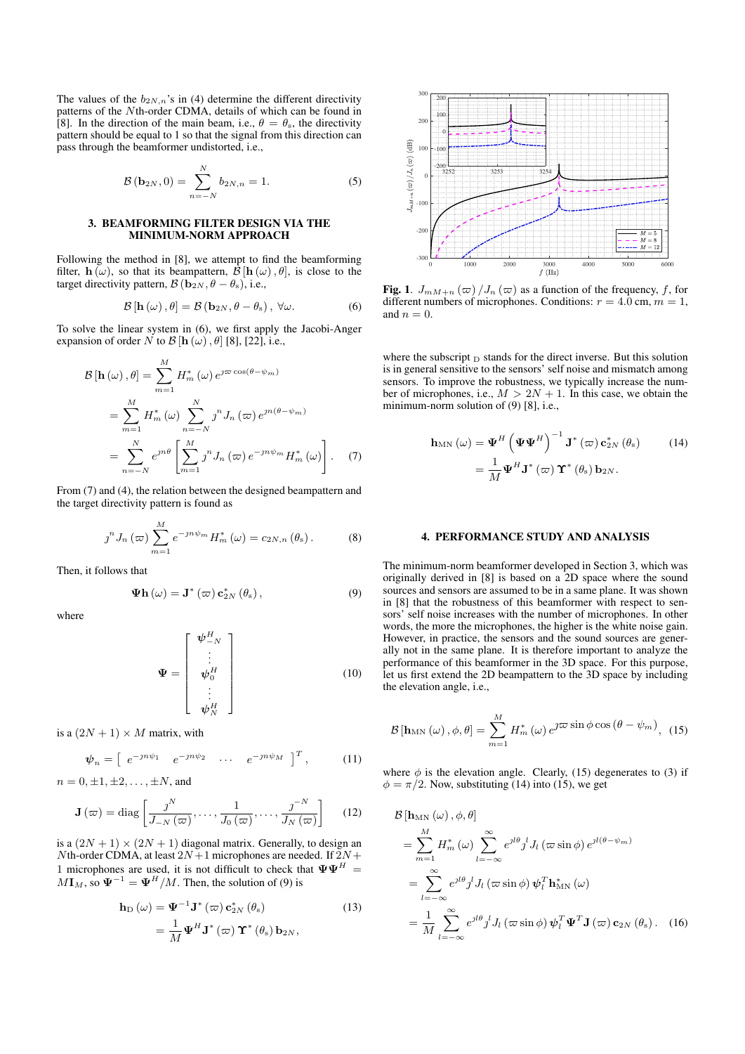The values of the $b_{2N,n}$'s in (4) determine the different directivity patterns of the $N$th-order CDMA, details of which can be found in [8]. In the direction of the main beam, i.e., $\theta = \theta_s$, the directivity pattern should be equal to 1 so that the signal from this direction can pass through the beamformer undistorted, i.e.,

$$\mathcal{B}(\mathbf{b}_{2N}, 0) = \sum_{n=-N}^{N} b_{2N,n} = 1. \quad (5)$$

## 3. BEAMFORMING FILTER DESIGN VIA THE MINIMUM-NORM APPROACH

Following the method in [8], we attempt to find the beamforming filter, $\mathbf{h}(\omega)$, so that its beampattern, $\mathcal{B}[\mathbf{h}(\omega), \theta]$, is close to the target directivity pattern, $\mathcal{B}(\mathbf{b}_{2N}, \theta - \theta_s)$, i.e.,

$$\mathcal{B}[\mathbf{h}(\omega), \theta] = \mathcal{B}(\mathbf{b}_{2N}, \theta - \theta_s), \ \forall \omega. \quad (6)$$

To solve the linear system in (6), we first apply the Jacobi-Anger expansion of order $N$ to $\mathcal{B}[\mathbf{h}(\omega), \theta]$ [8], [22], i.e.,

$$\begin{aligned}
\mathcal{B}[\mathbf{h}(\omega), \theta] &= \sum_{m=1}^{M} H_m^*(\omega) e^{\jmath \varpi \cos(\theta - \psi_m)} \\
&= \sum_{m=1}^{M} H_m^*(\omega) \sum_{n=-N}^{N} \jmath^n J_n(\varpi) e^{\jmath n(\theta - \psi_m)} \\
&= \sum_{n=-N}^{N} e^{\jmath n \theta} \left[ \sum_{m=1}^{M} \jmath^n J_n(\varpi) e^{-\jmath n \psi_m} H_m^*(\omega) \right]. \quad (7)
\end{aligned}$$

From (7) and (4), the relation between the designed beampattern and the target directivity pattern is found as

$$\jmath^n J_n(\varpi) \sum_{m=1}^{M} e^{-\jmath n \psi_m} H_m^*(\omega) = c_{2N,n}(\theta_s). \quad (8)$$

Then, it follows that

$$\mathbf{\Psi} \mathbf{h}(\omega) = \mathbf{J}^*(\varpi) \mathbf{c}_{2N}^*(\theta_s), \quad (9)$$

where

$$\mathbf{\Psi} = \begin{bmatrix} \boldsymbol{\psi}_{-N}^H \\ \vdots \\ \boldsymbol{\psi}_0^H \\ \vdots \\ \boldsymbol{\psi}_N^H \end{bmatrix} \quad (10)$$

is a $(2N+1) \times M$ matrix, with

$$\boldsymbol{\psi}_n = \begin{bmatrix} e^{-\jmath n \psi_1} & e^{-\jmath n \psi_2} & \cdots & e^{-\jmath n \psi_M} \end{bmatrix}^T, \quad (11)$$

$n = 0, \pm 1, \pm 2, \ldots, \pm N$, and

$$\mathbf{J}(\varpi) = \text{diag}\left[ \frac{\jmath^N}{J_{-N}(\varpi)}, \ldots, \frac{1}{J_0(\varpi)}, \ldots, \frac{\jmath^{-N}}{J_N(\varpi)} \right] \quad (12)$$

is a $(2N+1) \times (2N+1)$ diagonal matrix. Generally, to design an $N$th-order CDMA, at least $2N+1$ microphones are needed. If $2N+1$ microphones are used, it is not difficult to check that $\mathbf{\Psi}\mathbf{\Psi}^H = M\mathbf{I}_M$, so $\mathbf{\Psi}^{-1} = \mathbf{\Psi}^H / M$. Then, the solution of (9) is

$$\begin{aligned}
\mathbf{h}_\text{D}(\omega) &= \mathbf{\Psi}^{-1} \mathbf{J}^*(\varpi) \mathbf{c}_{2N}^*(\theta_s) \quad (13) \\
&= \frac{1}{M} \mathbf{\Psi}^H \mathbf{J}^*(\varpi) \mathbf{\Upsilon}^*(\theta_s) \mathbf{b}_{2N},
\end{aligned}$$

**Fig. 1**. $J_{mM+n}(\varpi) / J_n(\varpi)$ as a function of the frequency, $f$, for different numbers of microphones. Conditions: $r = 4.0$ cm, $m = 1$, and $n = 0$.

where the subscript $_\text{D}$ stands for the direct inverse. But this solution is in general sensitive to the sensors' self noise and mismatch among sensors. To improve the robustness, we typically increase the number of microphones, i.e., $M > 2N + 1$. In this case, we obtain the minimum-norm solution of (9) [8], i.e.,

$$\begin{aligned}
\mathbf{h}_\text{MN}(\omega) &= \mathbf{\Psi}^H \left( \mathbf{\Psi}\mathbf{\Psi}^H \right)^{-1} \mathbf{J}^*(\varpi) \mathbf{c}_{2N}^*(\theta_s) \quad (14) \\
&= \frac{1}{M} \mathbf{\Psi}^H \mathbf{J}^*(\varpi) \mathbf{\Upsilon}^*(\theta_s) \mathbf{b}_{2N}.
\end{aligned}$$

## 4. PERFORMANCE STUDY AND ANALYSIS

The minimum-norm beamformer developed in Section 3, which was originally derived in [8] is based on a 2D space where the sound sources and sensors are assumed to be in a same plane. It was shown in [8] that the robustness of this beamformer with respect to sensors' self noise increases with the number of microphones. In other words, the more the microphones, the higher is the white noise gain. However, in practice, the sensors and the sound sources are generally not in the same plane. It is therefore important to analyze the performance of this beamformer in the 3D space. For this purpose, let us first extend the 2D beampattern to the 3D space by including the elevation angle, i.e.,

$$\mathcal{B}[\mathbf{h}_\text{MN}(\omega), \phi, \theta] = \sum_{m=1}^{M} H_m^*(\omega) e^{\jmath \varpi \sin\phi \cos(\theta - \psi_m)}, \quad (15)$$

where $\phi$ is the elevation angle. Clearly, (15) degenerates to (3) if $\phi = \pi/2$. Now, substituting (14) into (15), we get

$$\begin{aligned}
&\mathcal{B}[\mathbf{h}_\text{MN}(\omega), \phi, \theta] \\
&= \sum_{m=1}^{M} H_m^*(\omega) \sum_{l=-\infty}^{\infty} e^{\jmath l \theta} \jmath^l J_l(\varpi \sin\phi) e^{\jmath l(\theta - \psi_m)} \\
&= \sum_{l=-\infty}^{\infty} e^{\jmath l \theta} \jmath^l J_l(\varpi \sin\phi) \boldsymbol{\psi}_l^T \mathbf{h}_\text{MN}^*(\omega) \\
&= \frac{1}{M} \sum_{l=-\infty}^{\infty} e^{\jmath l \theta} \jmath^l J_l(\varpi \sin\phi) \boldsymbol{\psi}_l^T \mathbf{\Psi}^T \mathbf{J}(\varpi) \mathbf{c}_{2N}(\theta_s). \quad (16)
\end{aligned}$$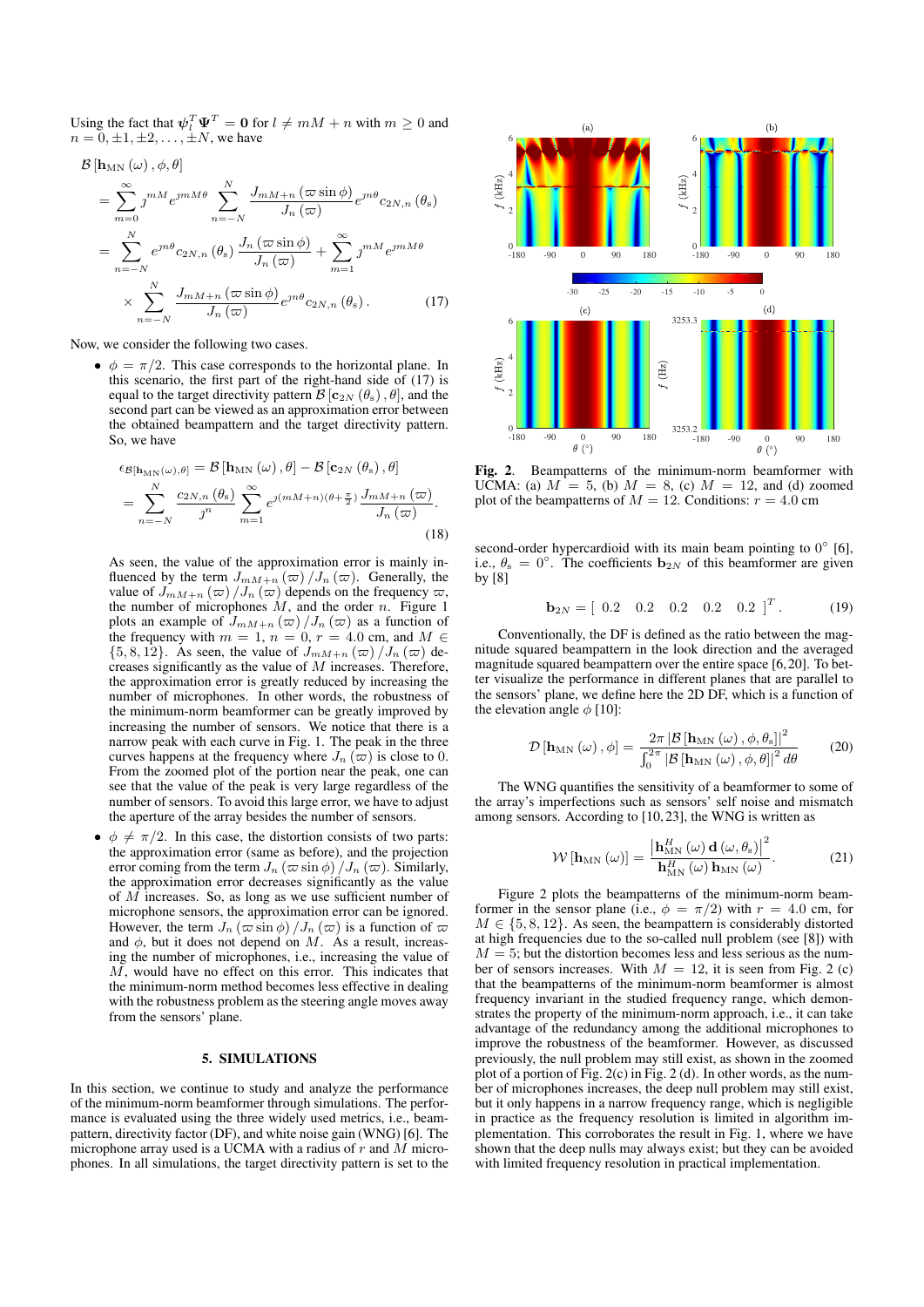Using the fact that $\boldsymbol{\psi}_l^T \boldsymbol{\Psi}^T = \mathbf{0}$ for $l \neq mM + n$ with $m \geq 0$ and $n = 0, \pm 1, \pm 2, \ldots, \pm N$, we have

$$
\begin{aligned}
\mathcal{B}\left[\mathbf{h}_{\mathrm{MN}}(\omega), \phi, \theta\right] &= \sum_{m=0}^{\infty} \jmath^{mM} e^{\jmath mM\theta} \sum_{n=-N}^{N} \frac{J_{mM+n}(\varpi \sin\phi)}{J_n(\varpi)} e^{\jmath n\theta} c_{2N,n}(\theta_{\mathrm{s}}) \\
&= \sum_{n=-N}^{N} e^{\jmath n\theta} c_{2N,n}(\theta_{\mathrm{s}}) \frac{J_n(\varpi \sin\phi)}{J_n(\varpi)} + \sum_{m=1}^{\infty} \jmath^{mM} e^{\jmath mM\theta} \\
&\quad \times \sum_{n=-N}^{N} \frac{J_{mM+n}(\varpi \sin\phi)}{J_n(\varpi)} e^{\jmath n\theta} c_{2N,n}(\theta_{\mathrm{s}}). \qquad (17)
\end{aligned}
$$

Now, we consider the following two cases.

- $\phi = \pi/2$. This case corresponds to the horizontal plane. In this scenario, the first part of the right-hand side of (17) is equal to the target directivity pattern $\mathcal{B}\left[\mathbf{c}_{2N}(\theta_{\mathrm{s}}), \theta\right]$, and the second part can be viewed as an approximation error between the obtained beampattern and the target directivity pattern. So, we have

$$
\begin{aligned}
\epsilon_{\mathcal{B}[\mathbf{h}_{\mathrm{MN}}(\omega),\theta]} &= \mathcal{B}\left[\mathbf{h}_{\mathrm{MN}}(\omega), \theta\right] - \mathcal{B}\left[\mathbf{c}_{2N}(\theta_{\mathrm{s}}), \theta\right] \\
&= \sum_{n=-N}^{N} \frac{c_{2N,n}(\theta_{\mathrm{s}})}{\jmath^n} \sum_{m=1}^{\infty} e^{\jmath(mM+n)(\theta+\frac{\pi}{2})} \frac{J_{mM+n}(\varpi)}{J_n(\varpi)}. \qquad (18)
\end{aligned}
$$

  As seen, the value of the approximation error is mainly influenced by the term $J_{mM+n}(\varpi)/J_n(\varpi)$. Generally, the value of $J_{mM+n}(\varpi)/J_n(\varpi)$ depends on the frequency $\varpi$, the number of microphones $M$, and the order $n$. Figure 1 plots an example of $J_{mM+n}(\varpi)/J_n(\varpi)$ as a function of the frequency with $m = 1$, $n = 0$, $r = 4.0$ cm, and $M \in \{5, 8, 12\}$. As seen, the value of $J_{mM+n}(\varpi)/J_n(\varpi)$ decreases significantly as the value of $M$ increases. Therefore, the approximation error is greatly reduced by increasing the number of microphones. In other words, the robustness of the minimum-norm beamformer can be greatly improved by increasing the number of sensors. We notice that there is a narrow peak with each curve in Fig. 1. The peak in the three curves happens at the frequency where $J_n(\varpi)$ is close to 0. From the zoomed plot of the portion near the peak, one can see that the value of the peak is very large regardless of the number of sensors. To avoid this large error, we have to adjust the aperture of the array besides the number of sensors.

- $\phi \neq \pi/2$. In this case, the distortion consists of two parts: the approximation error (same as before), and the projection error coming from the term $J_n(\varpi \sin\phi)/J_n(\varpi)$. Similarly, the approximation error decreases significantly as the value of $M$ increases. So, as long as we use sufficient number of microphone sensors, the approximation error can be ignored. However, the term $J_n(\varpi \sin\phi)/J_n(\varpi)$ is a function of $\varpi$ and $\phi$, but it does not depend on $M$. As a result, increasing the number of microphones, i.e., increasing the value of $M$, would have no effect on this error. This indicates that the minimum-norm method becomes less effective in dealing with the robustness problem as the steering angle moves away from the sensors' plane.

## 5. SIMULATIONS

In this section, we continue to study and analyze the performance of the minimum-norm beamformer through simulations. The performance is evaluated using the three widely used metrics, i.e., beampattern, directivity factor (DF), and white noise gain (WNG) [6]. The microphone array used is a UCMA with a radius of $r$ and $M$ microphones. In all simulations, the target directivity pattern is set to the second-order hypercardioid with its main beam pointing to $0^\circ$ [6], i.e., $\theta_{\mathrm{s}} = 0^\circ$. The coefficients $\mathbf{b}_{2N}$ of this beamformer are given by [8]

$$
\mathbf{b}_{2N} = \begin{bmatrix} 0.2 & 0.2 & 0.2 & 0.2 & 0.2 \end{bmatrix}^T. \qquad (19)
$$

Conventionally, the DF is defined as the ratio between the magnitude squared beampattern in the look direction and the averaged magnitude squared beampattern over the entire space [6,20]. To better visualize the performance in different planes that are parallel to the sensors' plane, we define here the 2D DF, which is a function of the elevation angle $\phi$ [10]:

$$
\mathcal{D}\left[\mathbf{h}_{\mathrm{MN}}(\omega), \phi\right] = \frac{2\pi \left|\mathcal{B}\left[\mathbf{h}_{\mathrm{MN}}(\omega), \phi, \theta_{\mathrm{s}}\right]\right|^2}{\int_0^{2\pi} \left|\mathcal{B}\left[\mathbf{h}_{\mathrm{MN}}(\omega), \phi, \theta\right]\right|^2 d\theta} \qquad (20)
$$

The WNG quantifies the sensitivity of a beamformer to some of the array's imperfections such as sensors' self noise and mismatch among sensors. According to [10, 23], the WNG is written as

$$
\mathcal{W}\left[\mathbf{h}_{\mathrm{MN}}(\omega)\right] = \frac{\left|\mathbf{h}_{\mathrm{MN}}^H(\omega)\,\mathbf{d}(\omega, \theta_{\mathrm{s}})\right|^2}{\mathbf{h}_{\mathrm{MN}}^H(\omega)\,\mathbf{h}_{\mathrm{MN}}(\omega)}. \qquad (21)
$$

**Fig. 2**. Beampatterns of the minimum-norm beamformer with UCMA: (a) $M = 5$, (b) $M = 8$, (c) $M = 12$, and (d) zoomed plot of the beampatterns of $M = 12$. Conditions: $r = 4.0$ cm

Figure 2 plots the beampatterns of the minimum-norm beamformer in the sensor plane (i.e., $\phi = \pi/2$) with $r = 4.0$ cm, for $M \in \{5, 8, 12\}$. As seen, the beampattern is considerably distorted at high frequencies due to the so-called null problem (see [8]) with $M = 5$; but the distortion becomes less and less serious as the number of sensors increases. With $M = 12$, it is seen from Fig. 2 (c) that the beampatterns of the minimum-norm beamformer is almost frequency invariant in the studied frequency range, which demonstrates the property of the minimum-norm approach, i.e., it can take advantage of the redundancy among the additional microphones to improve the robustness of the beamformer. However, as discussed previously, the null problem may still exist, as shown in the zoomed plot of a portion of Fig. 2(c) in Fig. 2 (d). In other words, as the number of microphones increases, the deep null problem may still exist, but it only happens in a narrow frequency range, which is negligible in practice as the frequency resolution is limited in algorithm implementation. This corroborates the result in Fig. 1, where we have shown that the deep nulls may always exist; but they can be avoided with limited frequency resolution in practical implementation.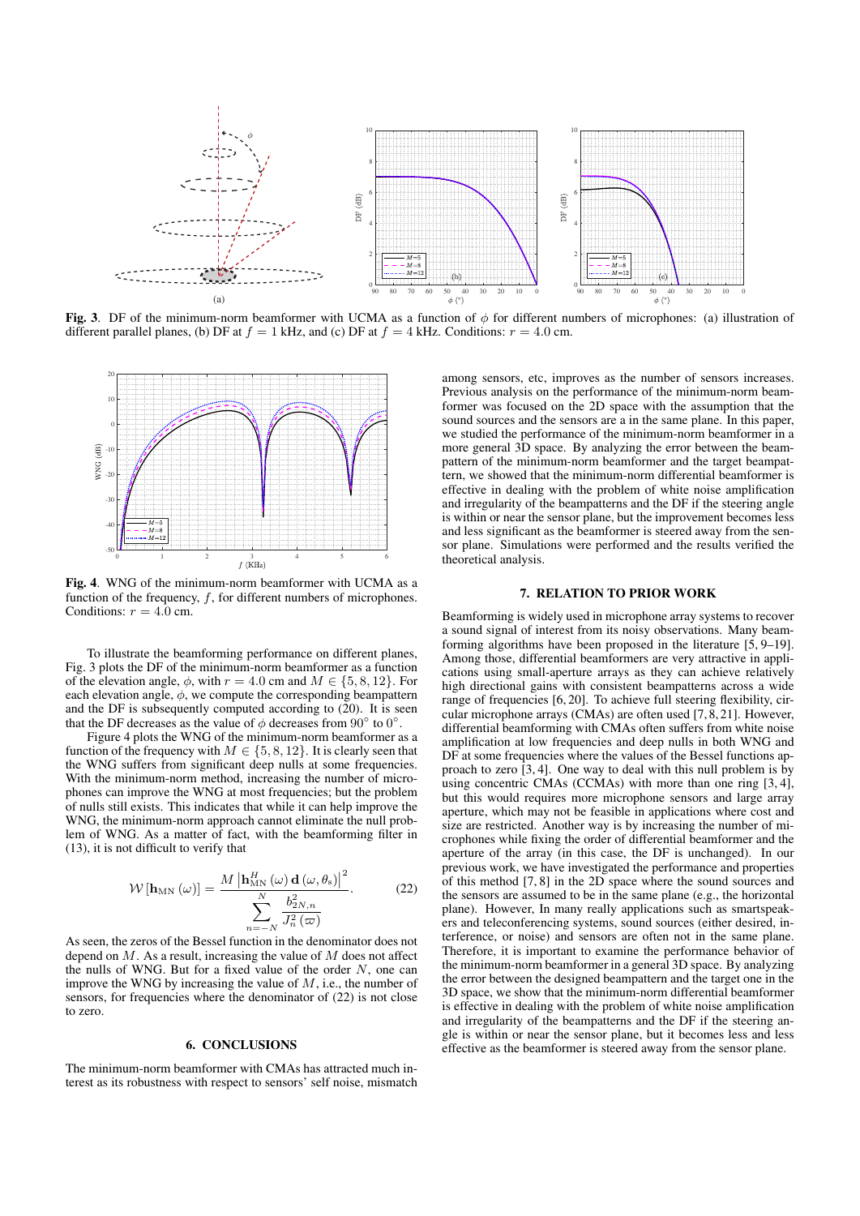**Fig. 3**. DF of the minimum-norm beamformer with UCMA as a function of $\phi$ for different numbers of microphones: (a) illustration of different parallel planes, (b) DF at $f = 1$ kHz, and (c) DF at $f = 4$ kHz. Conditions: $r = 4.0$ cm.

**Fig. 4**. WNG of the minimum-norm beamformer with UCMA as a function of the frequency, $f$, for different numbers of microphones. Conditions: $r = 4.0$ cm.

To illustrate the beamforming performance on different planes, Fig. 3 plots the DF of the minimum-norm beamformer as a function of the elevation angle, $\phi$, with $r = 4.0$ cm and $M \in \{5, 8, 12\}$. For each elevation angle, $\phi$, we compute the corresponding beampattern and the DF is subsequently computed according to (20). It is seen that the DF decreases as the value of $\phi$ decreases from $90^\circ$ to $0^\circ$.

Figure 4 plots the WNG of the minimum-norm beamformer as a function of the frequency with $M \in \{5, 8, 12\}$. It is clearly seen that the WNG suffers from significant deep nulls at some frequencies. With the minimum-norm method, increasing the number of microphones can improve the WNG at most frequencies; but the problem of nulls still exists. This indicates that while it can help improve the WNG, the minimum-norm approach cannot eliminate the null problem of WNG. As a matter of fact, with the beamforming filter in (13), it is not difficult to verify that

$$\mathcal{W}\left[\mathbf{h}_{\text{MN}}(\omega)\right] = \frac{M\left|\mathbf{h}_{\text{MN}}^{H}(\omega)\,\mathbf{d}(\omega, \theta_s)\right|^2}{\sum_{n=-N}^{N} \frac{b_{2N,n}^2}{J_n^2(\varpi)}}. \tag{22}$$

As seen, the zeros of the Bessel function in the denominator does not depend on $M$. As a result, increasing the value of $M$ does not affect the nulls of WNG. But for a fixed value of the order $N$, one can improve the WNG by increasing the value of $M$, i.e., the number of sensors, for frequencies where the denominator of (22) is not close to zero.

## 6. CONCLUSIONS

The minimum-norm beamformer with CMAs has attracted much interest as its robustness with respect to sensors' self noise, mismatch among sensors, etc, improves as the number of sensors increases. Previous analysis on the performance of the minimum-norm beamformer was focused on the 2D space with the assumption that the sound sources and the sensors are a in the same plane. In this paper, we studied the performance of the minimum-norm beamformer in a more general 3D space. By analyzing the error between the beampattern of the minimum-norm beamformer and the target beampattern, we showed that the minimum-norm differential beamformer is effective in dealing with the problem of white noise amplification and irregularity of the beampatterns and the DF if the steering angle is within or near the sensor plane, but the improvement becomes less and less significant as the beamformer is steered away from the sensor plane. Simulations were performed and the results verified the theoretical analysis.

## 7. RELATION TO PRIOR WORK

Beamforming is widely used in microphone array systems to recover a sound signal of interest from its noisy observations. Many beamforming algorithms have been proposed in the literature [5, 9–19]. Among those, differential beamformers are very attractive in applications using small-aperture arrays as they can achieve relatively high directional gains with consistent beampatterns across a wide range of frequencies [6, 20]. To achieve full steering flexibility, circular microphone arrays (CMAs) are often used [7, 8, 21]. However, differential beamforming with CMAs often suffers from white noise amplification at low frequencies and deep nulls in both WNG and DF at some frequencies where the values of the Bessel functions approach to zero [3, 4]. One way to deal with this null problem is by using concentric CMAs (CCMAs) with more than one ring [3, 4], but this would requires more microphone sensors and large array aperture, which may not be feasible in applications where cost and size are restricted. Another way is by increasing the number of microphones while fixing the order of differential beamformer and the aperture of the array (in this case, the DF is unchanged). In our previous work, we have investigated the performance and properties of this method [7, 8] in the 2D space where the sound sources and the sensors are assumed to be in the same plane (e.g., the horizontal plane). However, In many really applications such as smartspeakers and teleconferencing systems, sound sources (either desired, interference, or noise) and sensors are often not in the same plane. Therefore, it is important to examine the performance behavior of the minimum-norm beamformer in a general 3D space. By analyzing the error between the designed beampattern and the target one in the 3D space, we show that the minimum-norm differential beamformer is effective in dealing with the problem of white noise amplification and irregularity of the beampatterns and the DF if the steering angle is within or near the sensor plane, but it becomes less and less effective as the beamformer is steered away from the sensor plane.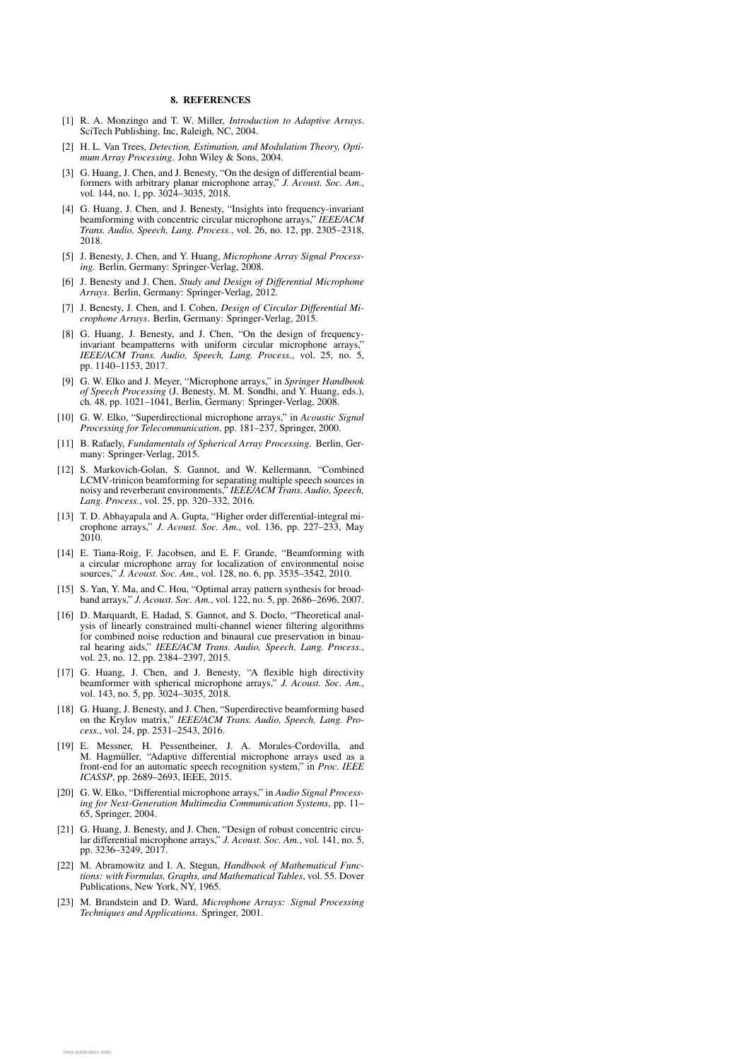## 8. REFERENCES

[1] R. A. Monzingo and T. W. Miller, *Introduction to Adaptive Arrays*. SciTech Publishing, Inc, Raleigh, NC, 2004.

[2] H. L. Van Trees, *Detection, Estimation, and Modulation Theory, Optimum Array Processing*. John Wiley & Sons, 2004.

[3] G. Huang, J. Chen, and J. Benesty, "On the design of differential beamformers with arbitrary planar microphone array," *J. Acoust. Soc. Am.*, vol. 144, no. 1, pp. 3024–3035, 2018.

[4] G. Huang, J. Chen, and J. Benesty, "Insights into frequency-invariant beamforming with concentric circular microphone arrays," *IEEE/ACM Trans. Audio, Speech, Lang. Process.*, vol. 26, no. 12, pp. 2305–2318, 2018.

[5] J. Benesty, J. Chen, and Y. Huang, *Microphone Array Signal Processing*. Berlin, Germany: Springer-Verlag, 2008.

[6] J. Benesty and J. Chen, *Study and Design of Differential Microphone Arrays*. Berlin, Germany: Springer-Verlag, 2012.

[7] J. Benesty, J. Chen, and I. Cohen, *Design of Circular Differential Microphone Arrays*. Berlin, Germany: Springer-Verlag, 2015.

[8] G. Huang, J. Benesty, and J. Chen, "On the design of frequency-invariant beampatterns with uniform circular microphone arrays," *IEEE/ACM Trans. Audio, Speech, Lang. Process.*, vol. 25, no. 5, pp. 1140–1153, 2017.

[9] G. W. Elko and J. Meyer, "Microphone arrays," in *Springer Handbook of Speech Processing* (J. Benesty, M. M. Sondhi, and Y. Huang, eds.), ch. 48, pp. 1021–1041, Berlin, Germany: Springer-Verlag, 2008.

[10] G. W. Elko, "Superdirectional microphone arrays," in *Acoustic Signal Processing for Telecommunication*, pp. 181–237, Springer, 2000.

[11] B. Rafaely, *Fundamentals of Spherical Array Processing*. Berlin, Germany: Springer-Verlag, 2015.

[12] S. Markovich-Golan, S. Gannot, and W. Kellermann, "Combined LCMV-trinicon beamforming for separating multiple speech sources in noisy and reverberant environments," *IEEE/ACM Trans. Audio, Speech, Lang. Process.*, vol. 25, pp. 320–332, 2016.

[13] T. D. Abhayapala and A. Gupta, "Higher order differential-integral microphone arrays," *J. Acoust. Soc. Am.*, vol. 136, pp. 227–233, May 2010.

[14] E. Tiana-Roig, F. Jacobsen, and E. F. Grande, "Beamforming with a circular microphone array for localization of environmental noise sources," *J. Acoust. Soc. Am.*, vol. 128, no. 6, pp. 3535–3542, 2010.

[15] S. Yan, Y. Ma, and C. Hou, "Optimal array pattern synthesis for broadband arrays," *J. Acoust. Soc. Am.*, vol. 122, no. 5, pp. 2686–2696, 2007.

[16] D. Marquardt, E. Hadad, S. Gannot, and S. Doclo, "Theoretical analysis of linearly constrained multi-channel wiener filtering algorithms for combined noise reduction and binaural cue preservation in binaural hearing aids," *IEEE/ACM Trans. Audio, Speech, Lang. Process.*, vol. 23, no. 12, pp. 2384–2397, 2015.

[17] G. Huang, J. Chen, and J. Benesty, "A flexible high directivity beamformer with spherical microphone arrays," *J. Acoust. Soc. Am.*, vol. 143, no. 5, pp. 3024–3035, 2018.

[18] G. Huang, J. Benesty, and J. Chen, "Superdirective beamforming based on the Krylov matrix," *IEEE/ACM Trans. Audio, Speech, Lang. Process.*, vol. 24, pp. 2531–2543, 2016.

[19] E. Messner, H. Pessentheiner, J. A. Morales-Cordovilla, and M. Hagmüller, "Adaptive differential microphone arrays used as a front-end for an automatic speech recognition system," in *Proc. IEEE ICASSP*, pp. 2689–2693, IEEE, 2015.

[20] G. W. Elko, "Differential microphone arrays," in *Audio Signal Processing for Next-Generation Multimedia Communication Systems*, pp. 11–65, Springer, 2004.

[21] G. Huang, J. Benesty, and J. Chen, "Design of robust concentric circular differential microphone arrays," *J. Acoust. Soc. Am.*, vol. 141, no. 5, pp. 3236–3249, 2017.

[22] M. Abramowitz and I. A. Stegun, *Handbook of Mathematical Functions: with Formulas, Graphs, and Mathematical Tables*, vol. 55. Dover Publications, New York, NY, 1965.

[23] M. Brandstein and D. Ward, *Microphone Arrays: Signal Processing Techniques and Applications*. Springer, 2001.